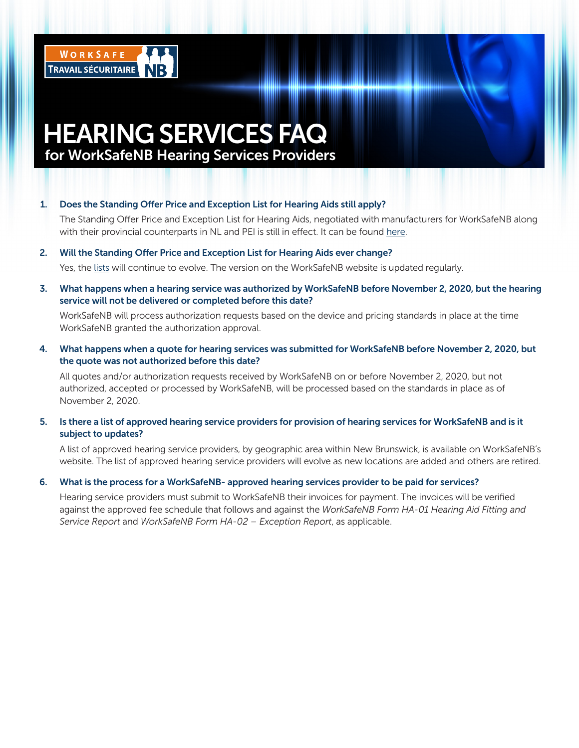# HEARING SERVICES FAQ

## for WorkSafeNB Hearing Services Providers

1. **Does the Standing Offer Price and Exception List for Hearing Aids still apply?**

   The Standing Offer Price and Exception List for Hearing Aids, negotiated with manufacturers for WorkSafeNB along with their provincial counterparts in NL and PEI is still in effect. It can be found here.

2. **Will the Standing Offer Price and Exception List for Hearing Aids ever change?**

   Yes, the lists will continue to evolve. The version on the WorkSafeNB website is updated regularly.

3. **What happens when a hearing service was authorized by WorkSafeNB before November 2, 2020, but the hearing service will not be delivered or completed before this date?**

   WorkSafeNB will process authorization requests based on the device and pricing standards in place at the time WorkSafeNB granted the authorization approval.

4. **What happens when a quote for hearing services was submitted for WorkSafeNB before November 2, 2020, but the quote was not authorized before this date?**

   All quotes and/or authorization requests received by WorkSafeNB on or before November 2, 2020, but not authorized, accepted or processed by WorkSafeNB, will be processed based on the standards in place as of November 2, 2020.

5. **Is there a list of approved hearing service providers for provision of hearing services for WorkSafeNB and is it subject to updates?**

   A list of approved hearing service providers, by geographic area within New Brunswick, is available on WorkSafeNB's website. The list of approved hearing service providers will evolve as new locations are added and others are retired.

6. **What is the process for a WorkSafeNB- approved hearing services provider to be paid for services?**

   Hearing service providers must submit to WorkSafeNB their invoices for payment. The invoices will be verified against the approved fee schedule that follows and against the *WorkSafeNB Form HA-01 Hearing Aid Fitting and Service Report* and *WorkSafeNB Form HA-02 – Exception Report*, as applicable.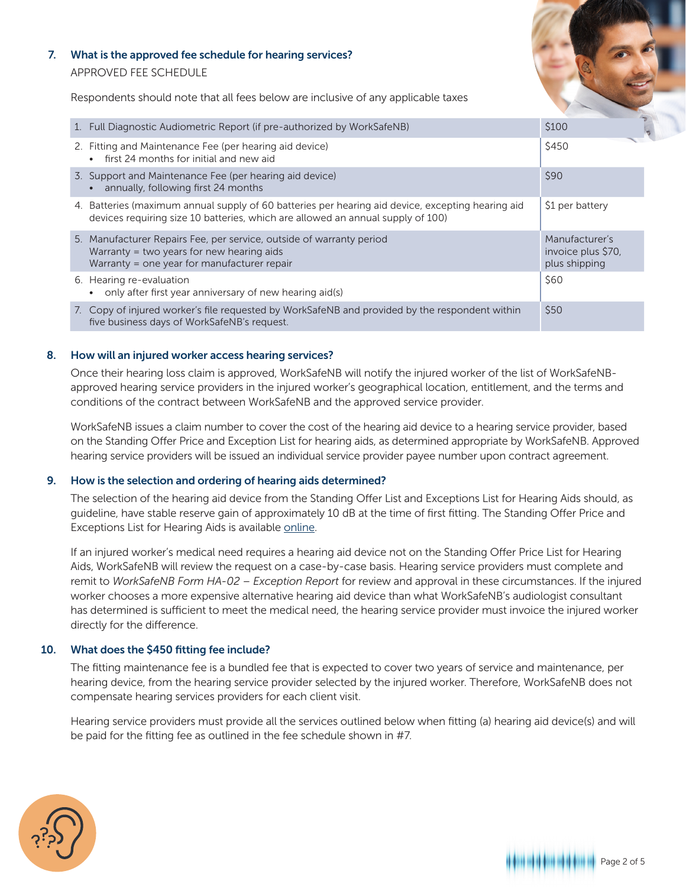### 7. What is the approved fee schedule for hearing services?

APPROVED FEE SCHEDULE

Respondents should note that all fees below are inclusive of any applicable taxes

| Service | Fee |
|---|---|
| 1. Full Diagnostic Audiometric Report (if pre-authorized by WorkSafeNB) | $100 |
| 2. Fitting and Maintenance Fee (per hearing aid device)<br>• first 24 months for initial and new aid | $450 |
| 3. Support and Maintenance Fee (per hearing aid device)<br>• annually, following first 24 months | $90 |
| 4. Batteries (maximum annual supply of 60 batteries per hearing aid device, excepting hearing aid devices requiring size 10 batteries, which are allowed an annual supply of 100) | $1 per battery |
| 5. Manufacturer Repairs Fee, per service, outside of warranty period<br>Warranty = two years for new hearing aids<br>Warranty = one year for manufacturer repair | Manufacturer's invoice plus $70, plus shipping |
| 6. Hearing re-evaluation<br>• only after first year anniversary of new hearing aid(s) | $60 |
| 7. Copy of injured worker's file requested by WorkSafeNB and provided by the respondent within five business days of WorkSafeNB's request. | $50 |

### 8. How will an injured worker access hearing services?

Once their hearing loss claim is approved, WorkSafeNB will notify the injured worker of the list of WorkSafeNB-approved hearing service providers in the injured worker's geographical location, entitlement, and the terms and conditions of the contract between WorkSafeNB and the approved service provider.

WorkSafeNB issues a claim number to cover the cost of the hearing aid device to a hearing service provider, based on the Standing Offer Price and Exception List for hearing aids, as determined appropriate by WorkSafeNB. Approved hearing service providers will be issued an individual service provider payee number upon contract agreement.

### 9. How is the selection and ordering of hearing aids determined?

The selection of the hearing aid device from the Standing Offer List and Exceptions List for Hearing Aids should, as guideline, have stable reserve gain of approximately 10 dB at the time of first fitting. The Standing Offer Price and Exceptions List for Hearing Aids is available online.

If an injured worker's medical need requires a hearing aid device not on the Standing Offer Price List for Hearing Aids, WorkSafeNB will review the request on a case-by-case basis. Hearing service providers must complete and remit to *WorkSafeNB Form HA-02 – Exception Report* for review and approval in these circumstances. If the injured worker chooses a more expensive alternative hearing aid device than what WorkSafeNB's audiologist consultant has determined is sufficient to meet the medical need, the hearing service provider must invoice the injured worker directly for the difference.

### 10. What does the $450 fitting fee include?

The fitting maintenance fee is a bundled fee that is expected to cover two years of service and maintenance, per hearing device, from the hearing service provider selected by the injured worker. Therefore, WorkSafeNB does not compensate hearing services providers for each client visit.

Hearing service providers must provide all the services outlined below when fitting (a) hearing aid device(s) and will be paid for the fitting fee as outlined in the fee schedule shown in #7.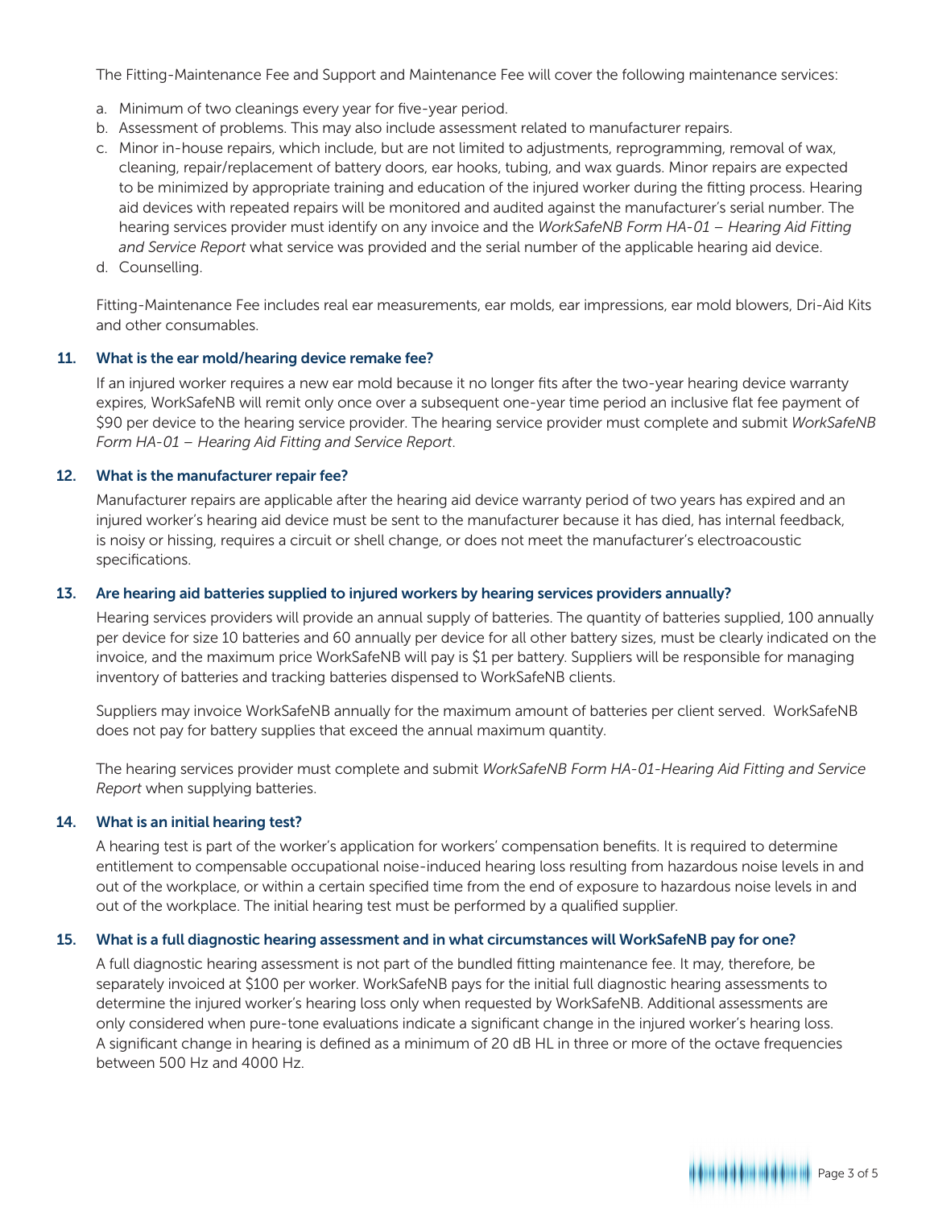The Fitting-Maintenance Fee and Support and Maintenance Fee will cover the following maintenance services:

a. Minimum of two cleanings every year for five-year period.
b. Assessment of problems. This may also include assessment related to manufacturer repairs.
c. Minor in-house repairs, which include, but are not limited to adjustments, reprogramming, removal of wax, cleaning, repair/replacement of battery doors, ear hooks, tubing, and wax guards. Minor repairs are expected to be minimized by appropriate training and education of the injured worker during the fitting process. Hearing aid devices with repeated repairs will be monitored and audited against the manufacturer's serial number. The hearing services provider must identify on any invoice and the *WorkSafeNB Form HA-01 – Hearing Aid Fitting and Service Report* what service was provided and the serial number of the applicable hearing aid device.
d. Counselling.

Fitting-Maintenance Fee includes real ear measurements, ear molds, ear impressions, ear mold blowers, Dri-Aid Kits and other consumables.

## 11. What is the ear mold/hearing device remake fee?

If an injured worker requires a new ear mold because it no longer fits after the two-year hearing device warranty expires, WorkSafeNB will remit only once over a subsequent one-year time period an inclusive flat fee payment of $90 per device to the hearing service provider. The hearing service provider must complete and submit *WorkSafeNB Form HA-01 – Hearing Aid Fitting and Service Report*.

## 12. What is the manufacturer repair fee?

Manufacturer repairs are applicable after the hearing aid device warranty period of two years has expired and an injured worker's hearing aid device must be sent to the manufacturer because it has died, has internal feedback, is noisy or hissing, requires a circuit or shell change, or does not meet the manufacturer's electroacoustic specifications.

## 13. Are hearing aid batteries supplied to injured workers by hearing services providers annually?

Hearing services providers will provide an annual supply of batteries. The quantity of batteries supplied, 100 annually per device for size 10 batteries and 60 annually per device for all other battery sizes, must be clearly indicated on the invoice, and the maximum price WorkSafeNB will pay is $1 per battery. Suppliers will be responsible for managing inventory of batteries and tracking batteries dispensed to WorkSafeNB clients.

Suppliers may invoice WorkSafeNB annually for the maximum amount of batteries per client served. WorkSafeNB does not pay for battery supplies that exceed the annual maximum quantity.

The hearing services provider must complete and submit *WorkSafeNB Form HA-01-Hearing Aid Fitting and Service Report* when supplying batteries.

## 14. What is an initial hearing test?

A hearing test is part of the worker's application for workers' compensation benefits. It is required to determine entitlement to compensable occupational noise-induced hearing loss resulting from hazardous noise levels in and out of the workplace, or within a certain specified time from the end of exposure to hazardous noise levels in and out of the workplace. The initial hearing test must be performed by a qualified supplier.

## 15. What is a full diagnostic hearing assessment and in what circumstances will WorkSafeNB pay for one?

A full diagnostic hearing assessment is not part of the bundled fitting maintenance fee. It may, therefore, be separately invoiced at $100 per worker. WorkSafeNB pays for the initial full diagnostic hearing assessments to determine the injured worker's hearing loss only when requested by WorkSafeNB. Additional assessments are only considered when pure-tone evaluations indicate a significant change in the injured worker's hearing loss. A significant change in hearing is defined as a minimum of 20 dB HL in three or more of the octave frequencies between 500 Hz and 4000 Hz.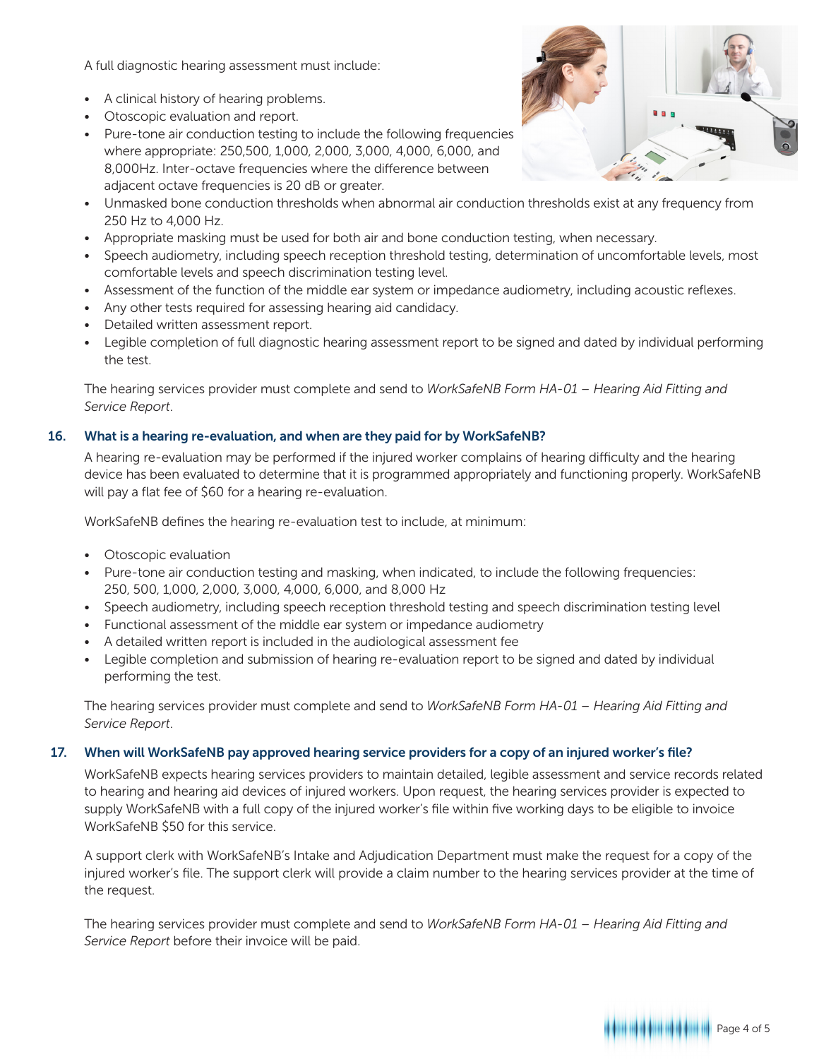A full diagnostic hearing assessment must include:

- A clinical history of hearing problems.
- Otoscopic evaluation and report.
- Pure-tone air conduction testing to include the following frequencies where appropriate: 250,500, 1,000, 2,000, 3,000, 4,000, 6,000, and 8,000Hz. Inter-octave frequencies where the difference between adjacent octave frequencies is 20 dB or greater.
- Unmasked bone conduction thresholds when abnormal air conduction thresholds exist at any frequency from 250 Hz to 4,000 Hz.
- Appropriate masking must be used for both air and bone conduction testing, when necessary.
- Speech audiometry, including speech reception threshold testing, determination of uncomfortable levels, most comfortable levels and speech discrimination testing level.
- Assessment of the function of the middle ear system or impedance audiometry, including acoustic reflexes.
- Any other tests required for assessing hearing aid candidacy.
- Detailed written assessment report.
- Legible completion of full diagnostic hearing assessment report to be signed and dated by individual performing the test.

The hearing services provider must complete and send to *WorkSafeNB Form HA-01 – Hearing Aid Fitting and Service Report*.

## 16. What is a hearing re-evaluation, and when are they paid for by WorkSafeNB?

A hearing re-evaluation may be performed if the injured worker complains of hearing difficulty and the hearing device has been evaluated to determine that it is programmed appropriately and functioning properly. WorkSafeNB will pay a flat fee of $60 for a hearing re-evaluation.

WorkSafeNB defines the hearing re-evaluation test to include, at minimum:

- Otoscopic evaluation
- Pure-tone air conduction testing and masking, when indicated, to include the following frequencies: 250, 500, 1,000, 2,000, 3,000, 4,000, 6,000, and 8,000 Hz
- Speech audiometry, including speech reception threshold testing and speech discrimination testing level
- Functional assessment of the middle ear system or impedance audiometry
- A detailed written report is included in the audiological assessment fee
- Legible completion and submission of hearing re-evaluation report to be signed and dated by individual performing the test.

The hearing services provider must complete and send to *WorkSafeNB Form HA-01 – Hearing Aid Fitting and Service Report*.

## 17. When will WorkSafeNB pay approved hearing service providers for a copy of an injured worker's file?

WorkSafeNB expects hearing services providers to maintain detailed, legible assessment and service records related to hearing and hearing aid devices of injured workers. Upon request, the hearing services provider is expected to supply WorkSafeNB with a full copy of the injured worker's file within five working days to be eligible to invoice WorkSafeNB $50 for this service.

A support clerk with WorkSafeNB's Intake and Adjudication Department must make the request for a copy of the injured worker's file. The support clerk will provide a claim number to the hearing services provider at the time of the request.

The hearing services provider must complete and send to *WorkSafeNB Form HA-01 – Hearing Aid Fitting and Service Report* before their invoice will be paid.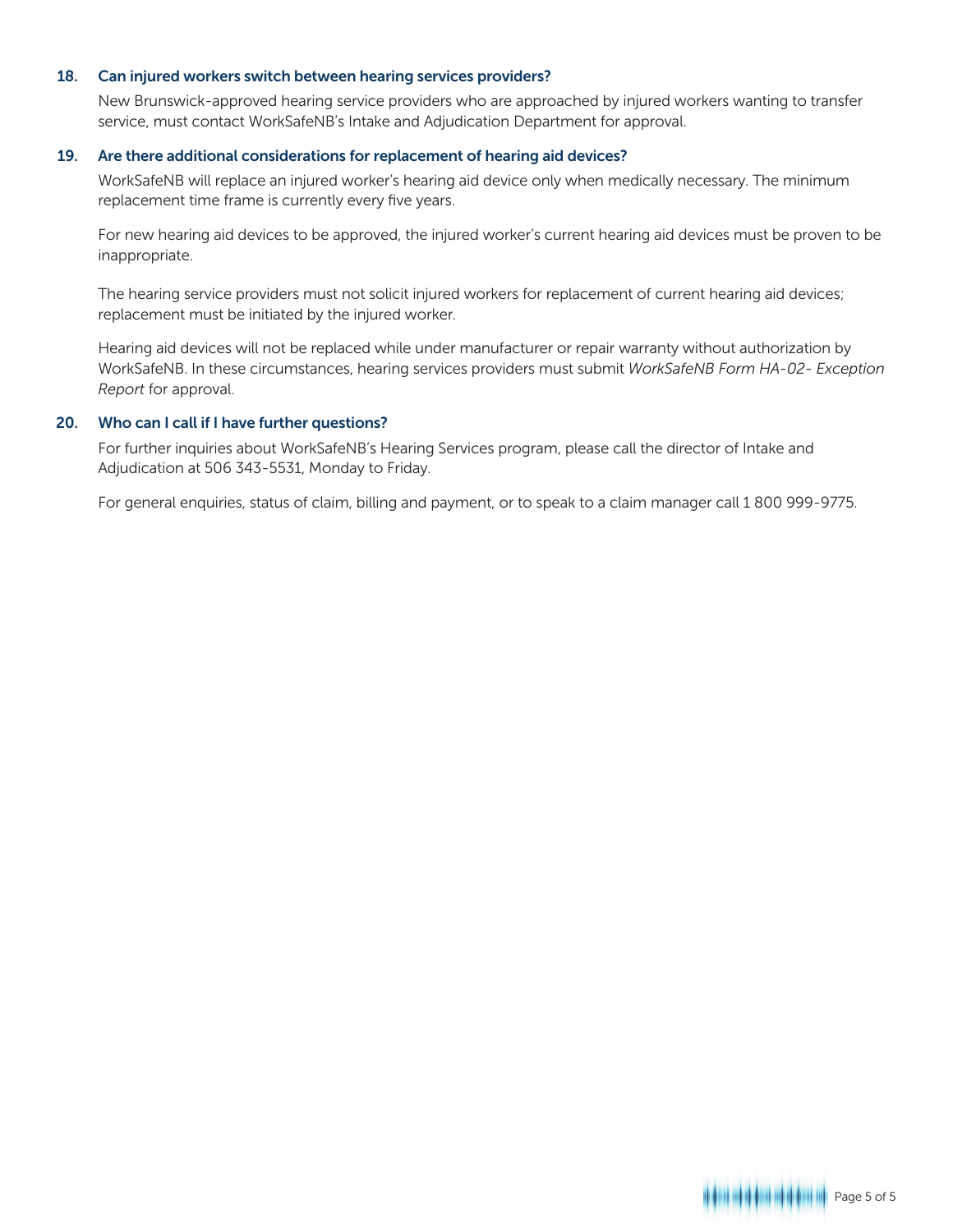### 18. Can injured workers switch between hearing services providers?

New Brunswick-approved hearing service providers who are approached by injured workers wanting to transfer service, must contact WorkSafeNB's Intake and Adjudication Department for approval.

### 19. Are there additional considerations for replacement of hearing aid devices?

WorkSafeNB will replace an injured worker's hearing aid device only when medically necessary. The minimum replacement time frame is currently every five years.

For new hearing aid devices to be approved, the injured worker's current hearing aid devices must be proven to be inappropriate.

The hearing service providers must not solicit injured workers for replacement of current hearing aid devices; replacement must be initiated by the injured worker.

Hearing aid devices will not be replaced while under manufacturer or repair warranty without authorization by WorkSafeNB. In these circumstances, hearing services providers must submit *WorkSafeNB Form HA-02- Exception Report* for approval.

### 20. Who can I call if I have further questions?

For further inquiries about WorkSafeNB's Hearing Services program, please call the director of Intake and Adjudication at 506 343-5531, Monday to Friday.

For general enquiries, status of claim, billing and payment, or to speak to a claim manager call 1 800 999-9775.